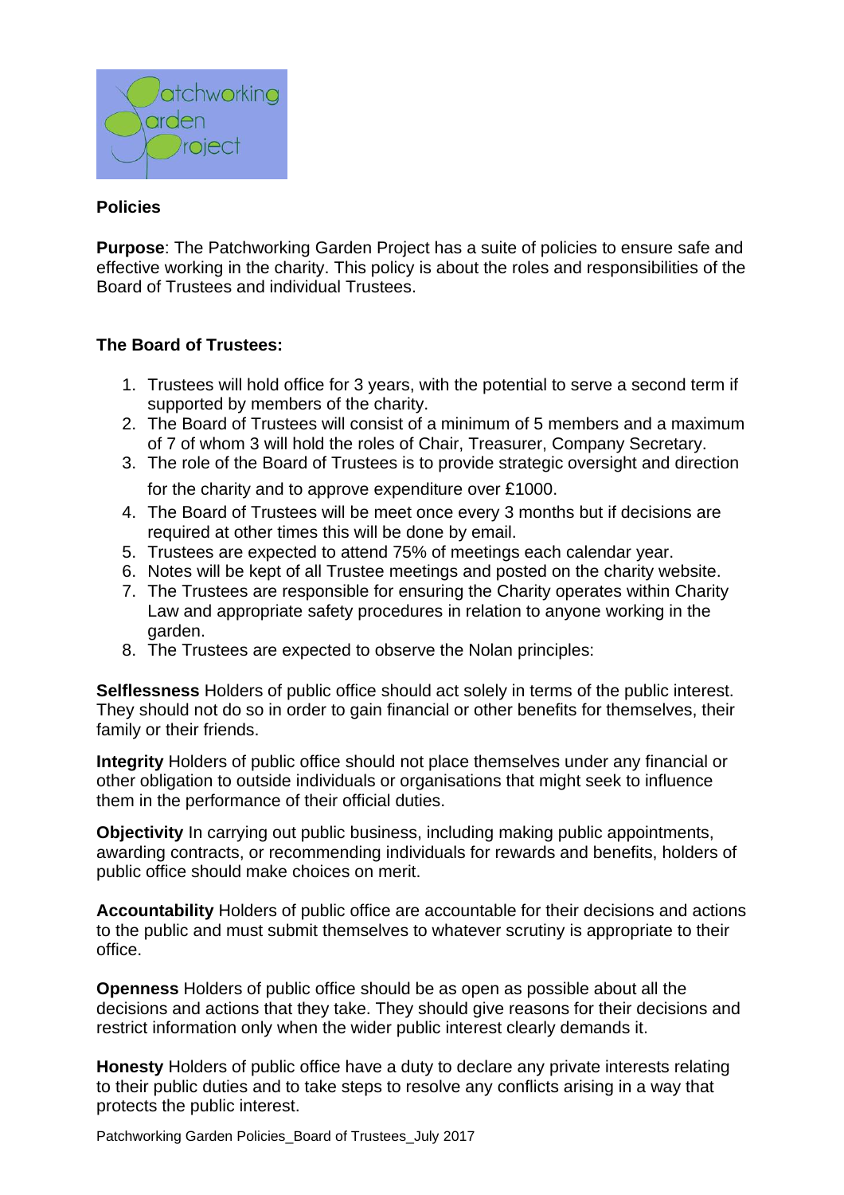**Policies**

**Purpose**: The Patchworking Garden Project has a suite of policies to ensure safe and effective working in the charity. This policy is about the roles and responsibilities of the Board of Trustees and individual Trustees.

**The Board of Trustees:**

1. Trustees will hold office for 3 years, with the potential to serve a second term if supported by members of the charity.
2. The Board of Trustees will consist of a minimum of 5 members and a maximum of 7 of whom 3 will hold the roles of Chair, Treasurer, Company Secretary.
3. The role of the Board of Trustees is to provide strategic oversight and direction for the charity and to approve expenditure over £1000.
4. The Board of Trustees will be meet once every 3 months but if decisions are required at other times this will be done by email.
5. Trustees are expected to attend 75% of meetings each calendar year.
6. Notes will be kept of all Trustee meetings and posted on the charity website.
7. The Trustees are responsible for ensuring the Charity operates within Charity Law and appropriate safety procedures in relation to anyone working in the garden.
8. The Trustees are expected to observe the Nolan principles:

**Selflessness** Holders of public office should act solely in terms of the public interest. They should not do so in order to gain financial or other benefits for themselves, their family or their friends.

**Integrity** Holders of public office should not place themselves under any financial or other obligation to outside individuals or organisations that might seek to influence them in the performance of their official duties.

**Objectivity** In carrying out public business, including making public appointments, awarding contracts, or recommending individuals for rewards and benefits, holders of public office should make choices on merit.

**Accountability** Holders of public office are accountable for their decisions and actions to the public and must submit themselves to whatever scrutiny is appropriate to their office.

**Openness** Holders of public office should be as open as possible about all the decisions and actions that they take. They should give reasons for their decisions and restrict information only when the wider public interest clearly demands it.

**Honesty** Holders of public office have a duty to declare any private interests relating to their public duties and to take steps to resolve any conflicts arising in a way that protects the public interest.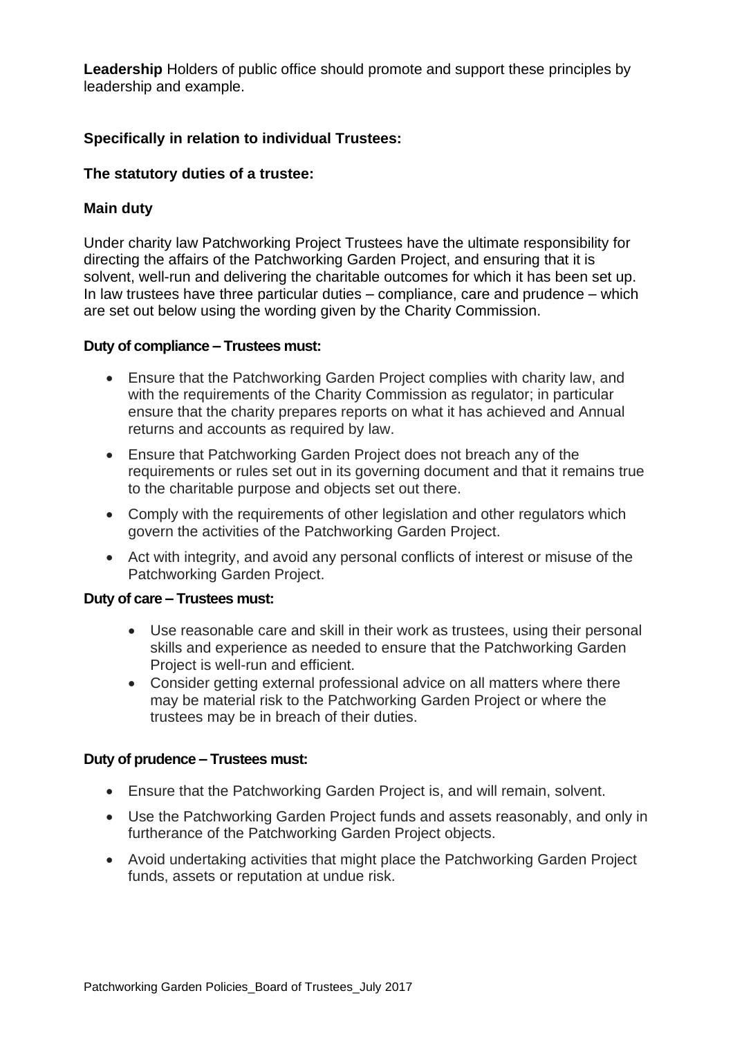**Leadership** Holders of public office should promote and support these principles by leadership and example.

**Specifically in relation to individual Trustees:**

**The statutory duties of a trustee:**

**Main duty**

Under charity law Patchworking Project Trustees have the ultimate responsibility for directing the affairs of the Patchworking Garden Project, and ensuring that it is solvent, well-run and delivering the charitable outcomes for which it has been set up. In law trustees have three particular duties – compliance, care and prudence – which are set out below using the wording given by the Charity Commission.

**Duty of compliance – Trustees must:**

- Ensure that the Patchworking Garden Project complies with charity law, and with the requirements of the Charity Commission as regulator; in particular ensure that the charity prepares reports on what it has achieved and Annual returns and accounts as required by law.
- Ensure that Patchworking Garden Project does not breach any of the requirements or rules set out in its governing document and that it remains true to the charitable purpose and objects set out there.
- Comply with the requirements of other legislation and other regulators which govern the activities of the Patchworking Garden Project.
- Act with integrity, and avoid any personal conflicts of interest or misuse of the Patchworking Garden Project.

**Duty of care – Trustees must:**

- Use reasonable care and skill in their work as trustees, using their personal skills and experience as needed to ensure that the Patchworking Garden Project is well-run and efficient.
- Consider getting external professional advice on all matters where there may be material risk to the Patchworking Garden Project or where the trustees may be in breach of their duties.

**Duty of prudence – Trustees must:**

- Ensure that the Patchworking Garden Project is, and will remain, solvent.
- Use the Patchworking Garden Project funds and assets reasonably, and only in furtherance of the Patchworking Garden Project objects.
- Avoid undertaking activities that might place the Patchworking Garden Project funds, assets or reputation at undue risk.